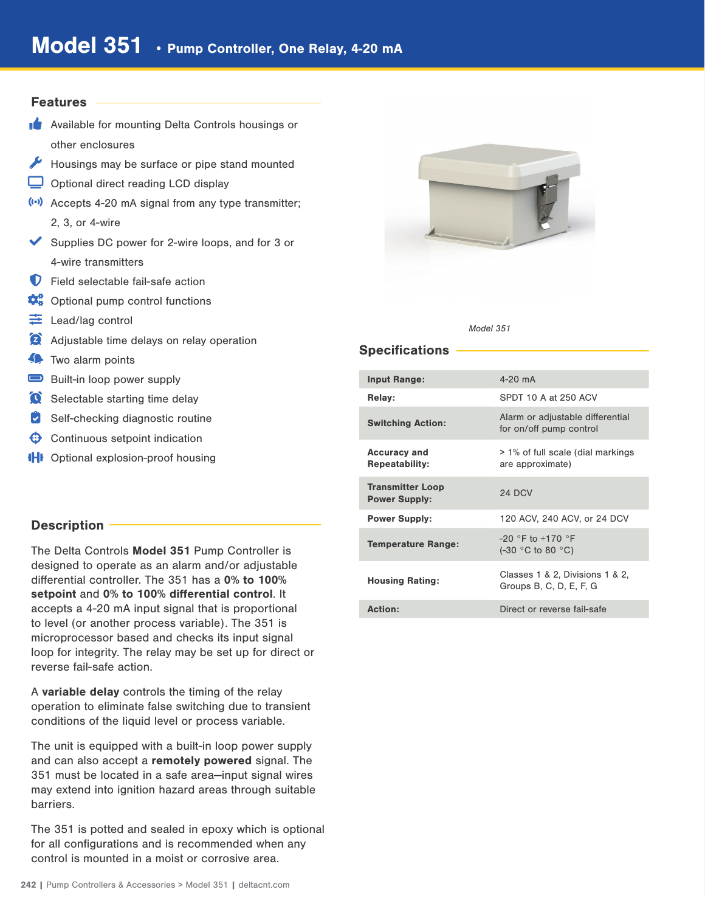# Model 351 • Pump Controller, One Relay, 4-20 mA

## Features

- Available for mounting Delta Controls housings or other enclosures
- Housings may be surface or pipe stand mounted
- Optional direct reading LCD display
- Accepts 4-20 mA signal from any type transmitter; 2, 3, or 4-wire
- Supplies DC power for 2-wire loops, and for 3 or 4-wire transmitters
- Field selectable fail-safe action
- Optional pump control functions
- Lead/lag control
- Adjustable time delays on relay operation
- Two alarm points
- Built-in loop power supply
- Selectable starting time delay
- Self-checking diagnostic routine
- Continuous setpoint indication
- Optional explosion-proof housing

## Description

The Delta Controls **Model 351** Pump Controller is designed to operate as an alarm and/or adjustable differential controller. The 351 has a **0% to 100% setpoint** and **0% to 100% differential control**. It accepts a 4-20 mA input signal that is proportional to level (or another process variable). The 351 is microprocessor based and checks its input signal loop for integrity. The relay may be set up for direct or reverse fail-safe action.

A **variable delay** controls the timing of the relay operation to eliminate false switching due to transient conditions of the liquid level or process variable.

The unit is equipped with a built-in loop power supply and can also accept a **remotely powered** signal. The 351 must be located in a safe area—input signal wires may extend into ignition hazard areas through suitable barriers.

The 351 is potted and sealed in epoxy which is optional for all configurations and is recommended when any control is mounted in a moist or corrosive area.

*Model 351*

## Specifications

| | |
|---|---|
| **Input Range:** | 4-20 mA |
| **Relay:** | SPDT 10 A at 250 ACV |
| **Switching Action:** | Alarm or adjustable differential for on/off pump control |
| **Accuracy and Repeatability:** | > 1% of full scale (dial markings are approximate) |
| **Transmitter Loop Power Supply:** | 24 DCV |
| **Power Supply:** | 120 ACV, 240 ACV, or 24 DCV |
| **Temperature Range:** | -20 °F to +170 °F (-30 °C to 80 °C) |
| **Housing Rating:** | Classes 1 & 2, Divisions 1 & 2, Groups B, C, D, E, F, G |
| **Action:** | Direct or reverse fail-safe |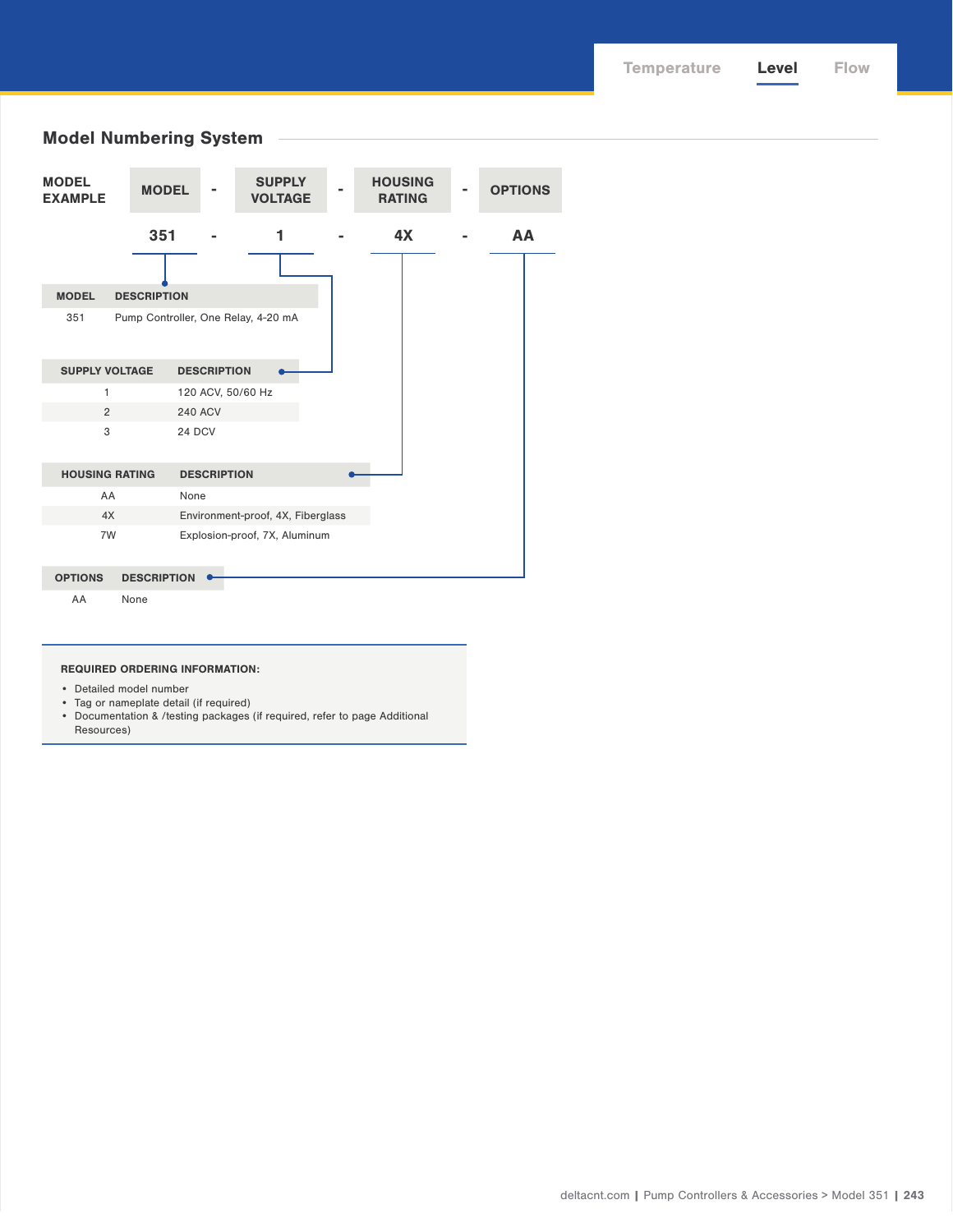## Model Numbering System

| MODEL EXAMPLE | MODEL | - | SUPPLY VOLTAGE | - | HOUSING RATING | - | OPTIONS |
|---|---|---|---|---|---|---|---|
| | 351 | - | 1 | - | 4X | - | AA |

| MODEL | DESCRIPTION |
|---|---|
| 351 | Pump Controller, One Relay, 4-20 mA |

| SUPPLY VOLTAGE | DESCRIPTION |
|---|---|
| 1 | 120 ACV, 50/60 Hz |
| 2 | 240 ACV |
| 3 | 24 DCV |

| HOUSING RATING | DESCRIPTION |
|---|---|
| AA | None |
| 4X | Environment-proof, 4X, Fiberglass |
| 7W | Explosion-proof, 7X, Aluminum |

| OPTIONS | DESCRIPTION |
|---|---|
| AA | None |

**REQUIRED ORDERING INFORMATION:**

- Detailed model number
- Tag or nameplate detail (if required)
- Documentation & /testing packages (if required, refer to page Additional Resources)